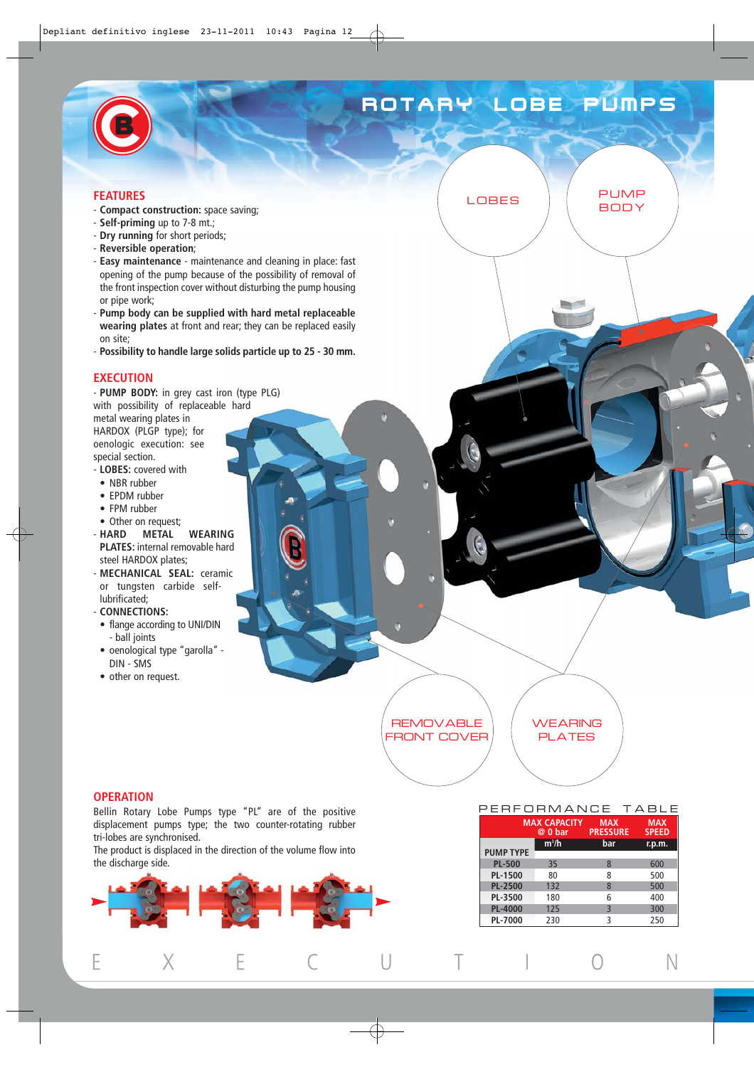# ROTARY LOBE PUMPS

## FEATURES

- **Compact construction:** space saving;
- **Self-priming** up to 7-8 mt.;
- **Dry running** for short periods;
- **Reversible operation**;
- **Easy maintenance** - maintenance and cleaning in place: fast opening of the pump because of the possibility of removal of the front inspection cover without disturbing the pump housing or pipe work;
- **Pump body can be supplied with hard metal replaceable wearing plates** at front and rear; they can be replaced easily on site;
- **Possibility to handle large solids particle up to 25 - 30 mm.**

## EXECUTION

- **PUMP BODY:** in grey cast iron (type PLG) with possibility of replaceable hard metal wearing plates in HARDOX (PLGP type); for oenologic execution: see special section.
- **LOBES:** covered with
  - NBR rubber
  - EPDM rubber
  - FPM rubber
  - Other on request;
- **HARD METAL WEARING PLATES:** internal removable hard steel HARDOX plates;
- **MECHANICAL SEAL:** ceramic or tungsten carbide self-lubrificated;
- **CONNECTIONS:**
  - flange according to UNI/DIN - ball joints
  - oenological type "garolla" - DIN - SMS
  - other on request.

LOBES

PUMP BODY

REMOVABLE FRONT COVER

WEARING PLATES

## OPERATION

Bellin Rotary Lobe Pumps type "PL" are of the positive displacement pumps type; the two counter-rotating rubber tri-lobes are synchronised.
The product is displaced in the direction of the volume flow into the discharge side.

## PERFORMANCE TABLE

| PUMP TYPE | MAX CAPACITY @ 0 bar $m^3/h$ | MAX PRESSURE bar | MAX SPEED r.p.m. |
|---|---|---|---|
| PL-500 | 35 | 8 | 600 |
| PL-1500 | 80 | 8 | 500 |
| PL-2500 | 132 | 8 | 500 |
| PL-3500 | 180 | 6 | 400 |
| PL-4000 | 125 | 3 | 300 |
| PL-7000 | 230 | 3 | 250 |

EXECUTION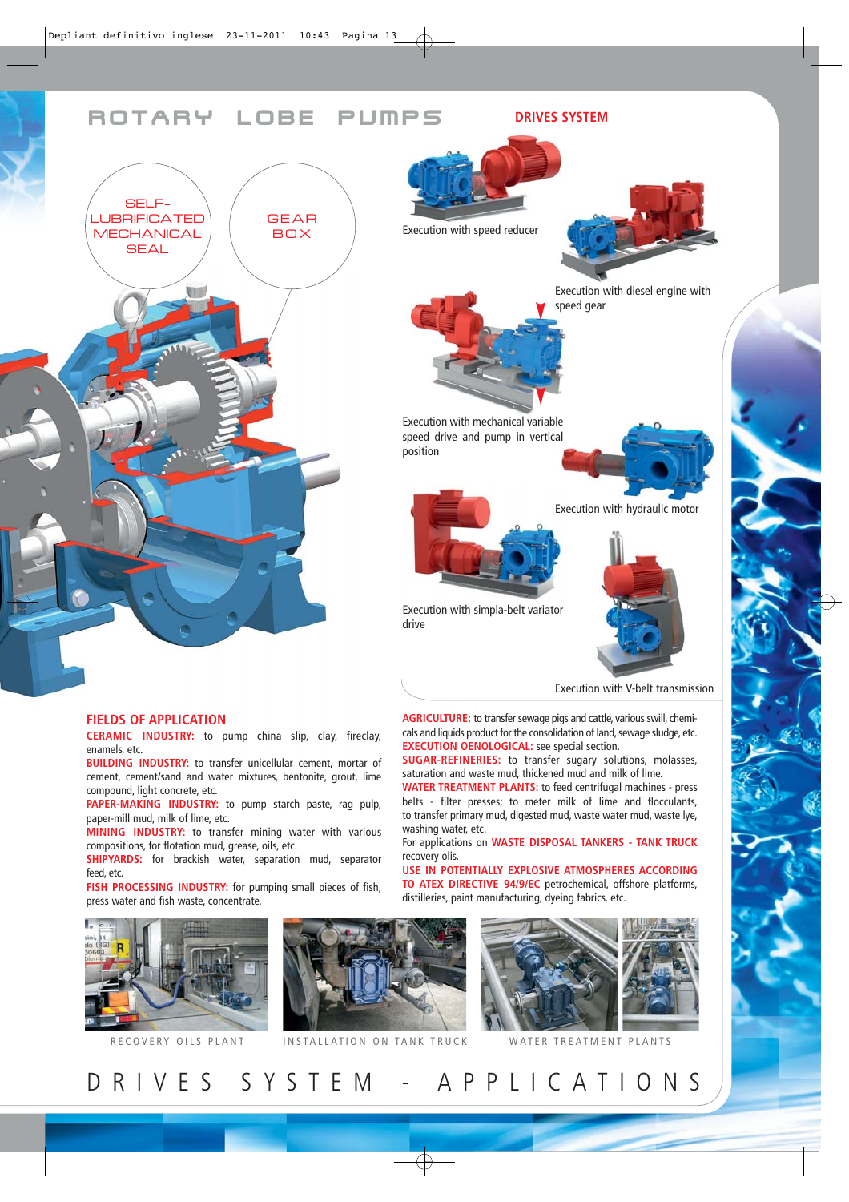# ROTARY LOBE PUMPS

SELF-LUBRIFICATED MECHANICAL SEAL

GEAR BOX

## DRIVES SYSTEM

Execution with speed reducer

Execution with diesel engine with speed gear

Execution with mechanical variable speed drive and pump in vertical position

Execution with hydraulic motor

Execution with simpla-belt variator drive

Execution with V-belt transmission

## FIELDS OF APPLICATION

**CERAMIC INDUSTRY:** to pump china slip, clay, fireclay, enamels, etc.

**BUILDING INDUSTRY:** to transfer unicellular cement, mortar of cement, cement/sand and water mixtures, bentonite, grout, lime compound, light concrete, etc.

**PAPER-MAKING INDUSTRY:** to pump starch paste, rag pulp, paper-mill mud, milk of lime, etc.

**MINING INDUSTRY:** to transfer mining water with various compositions, for flotation mud, grease, oils, etc.

**SHIPYARDS:** for brackish water, separation mud, separator feed, etc.

**FISH PROCESSING INDUSTRY:** for pumping small pieces of fish, press water and fish waste, concentrate.

**AGRICULTURE:** to transfer sewage pigs and cattle, various swill, chemicals and liquids product for the consolidation of land, sewage sludge, etc.

**EXECUTION OENOLOGICAL:** see special section.

**SUGAR-REFINERIES:** to transfer sugary solutions, molasses, saturation and waste mud, thickened mud and milk of lime.

**WATER TREATMENT PLANTS:** to feed centrifugal machines - press belts - filter presses; to meter milk of lime and flocculants, to transfer primary mud, digested mud, waste water mud, waste lye, washing water, etc.

For applications on **WASTE DISPOSAL TANKERS - TANK TRUCK** recovery olis.

**USE IN POTENTIALLY EXPLOSIVE ATMOSPHERES ACCORDING TO ATEX DIRECTIVE 94/9/EC** petrochemical, offshore platforms, distilleries, paint manufacturing, dyeing fabrics, etc.

RECOVERY OILS PLANT

INSTALLATION ON TANK TRUCK

WATER TREATMENT PLANTS

# DRIVES SYSTEM - APPLICATIONS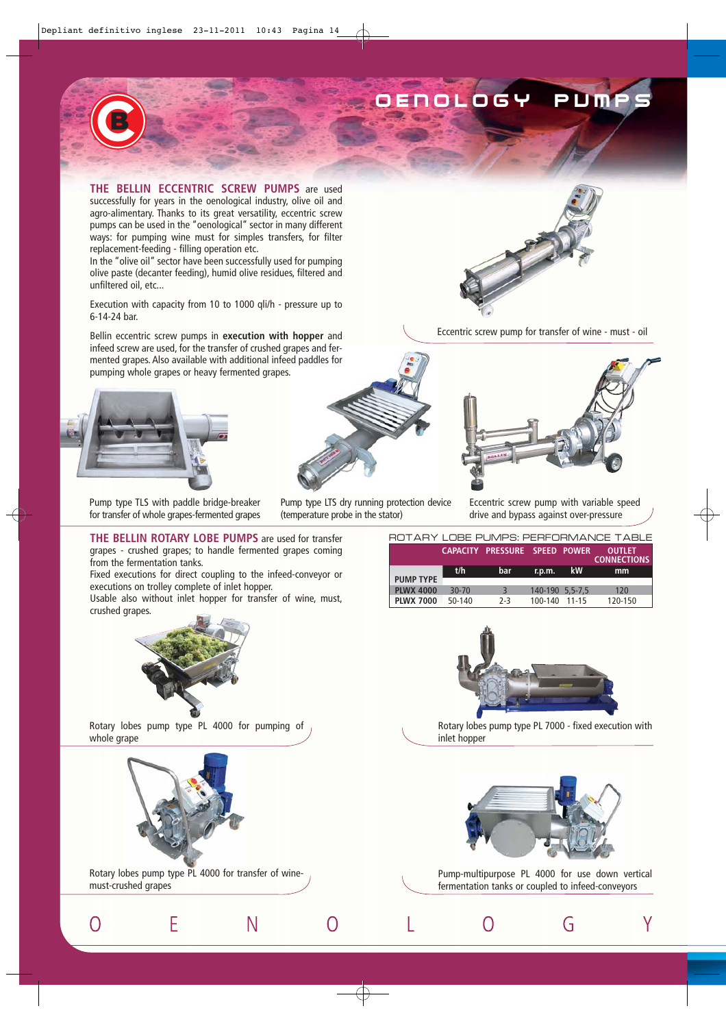# OENOLOGY PUMPS

**THE BELLIN ECCENTRIC SCREW PUMPS** are used successfully for years in the oenological industry, olive oil and agro-alimentary. Thanks to its great versatility, eccentric screw pumps can be used in the "oenological" sector in many different ways: for pumping wine must for simples transfers, for filter replacement-feeding - filling operation etc.
In the "olive oil" sector have been successfully used for pumping olive paste (decanter feeding), humid olive residues, filtered and unfiltered oil, etc...

Execution with capacity from 10 to 1000 qli/h - pressure up to 6-14-24 bar.

Bellin eccentric screw pumps in **execution with hopper** and infeed screw are used, for the transfer of crushed grapes and fermented grapes. Also available with additional infeed paddles for pumping whole grapes or heavy fermented grapes.

Eccentric screw pump for transfer of wine - must - oil

Pump type TLS with paddle bridge-breaker for transfer of whole grapes-fermented grapes

Pump type LTS dry running protection device (temperature probe in the stator)

Eccentric screw pump with variable speed drive and bypass against over-pressure

**THE BELLIN ROTARY LOBE PUMPS** are used for transfer grapes - crushed grapes; to handle fermented grapes coming from the fermentation tanks.
Fixed executions for direct coupling to the infeed-conveyor or executions on trolley complete of inlet hopper.
Usable also without inlet hopper for transfer of wine, must, crushed grapes.

ROTARY LOBE PUMPS: PERFORMANCE TABLE

| PUMP TYPE | CAPACITY t/h | PRESSURE bar | SPEED r.p.m. | POWER kW | OUTLET CONNECTIONS mm |
|---|---|---|---|---|---|
| PLWX 4000 | 30-70 | 3 | 140-190 | 5,5-7,5 | 120 |
| PLWX 7000 | 50-140 | 2-3 | 100-140 | 11-15 | 120-150 |

Rotary lobes pump type PL 4000 for pumping of whole grape

Rotary lobes pump type PL 7000 - fixed execution with inlet hopper

Rotary lobes pump type PL 4000 for transfer of wine-must-crushed grapes

Pump-multipurpose PL 4000 for use down vertical fermentation tanks or coupled to infeed-conveyors

O E N O L O G Y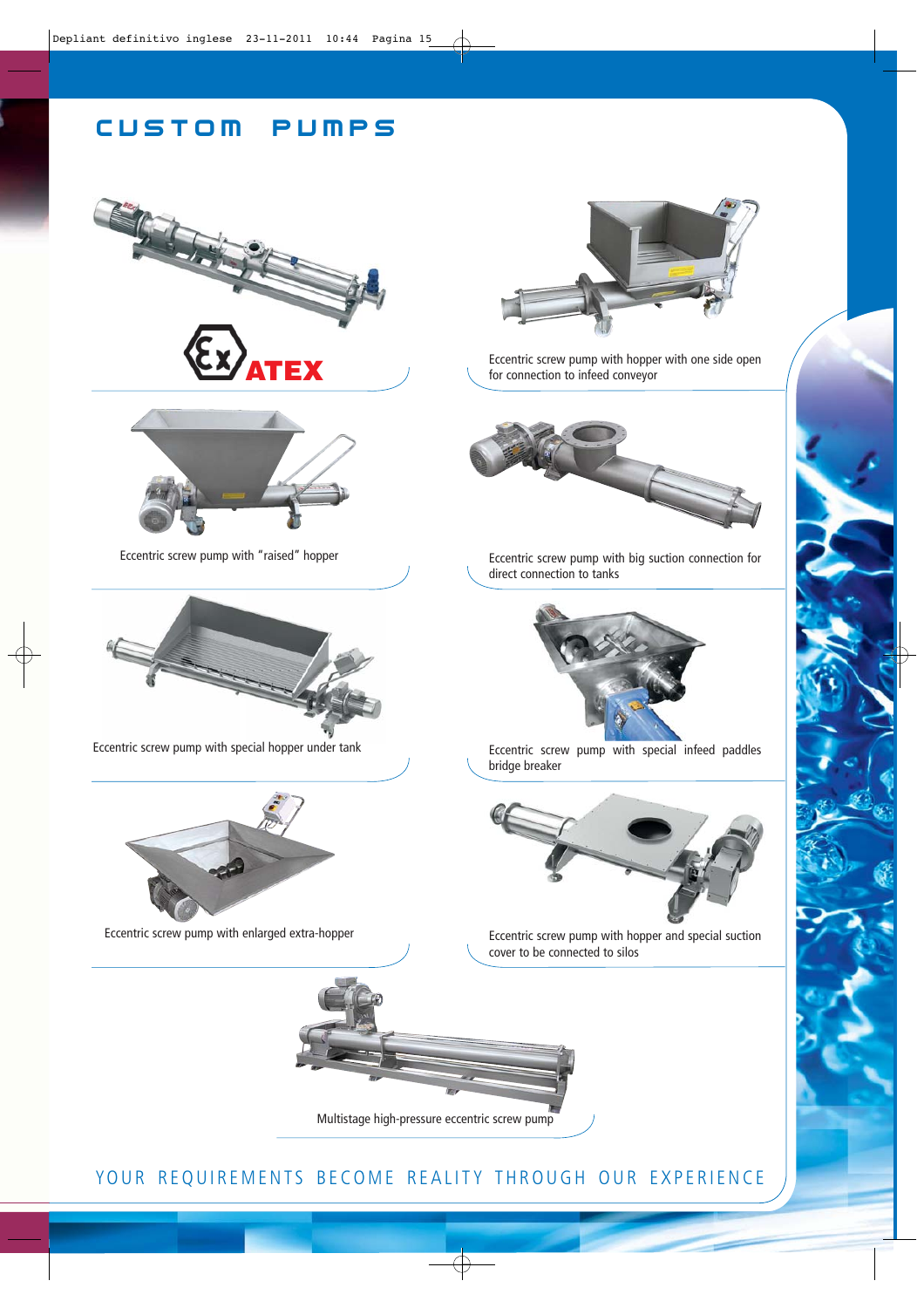# CUSTOM PUMPS

ATEX

Eccentric screw pump with hopper with one side open for connection to infeed conveyor

Eccentric screw pump with "raised" hopper

Eccentric screw pump with big suction connection for direct connection to tanks

Eccentric screw pump with special hopper under tank

Eccentric screw pump with special infeed paddles bridge breaker

Eccentric screw pump with enlarged extra-hopper

Eccentric screw pump with hopper and special suction cover to be connected to silos

Multistage high-pressure eccentric screw pump

YOUR REQUIREMENTS BECOME REALITY THROUGH OUR EXPERIENCE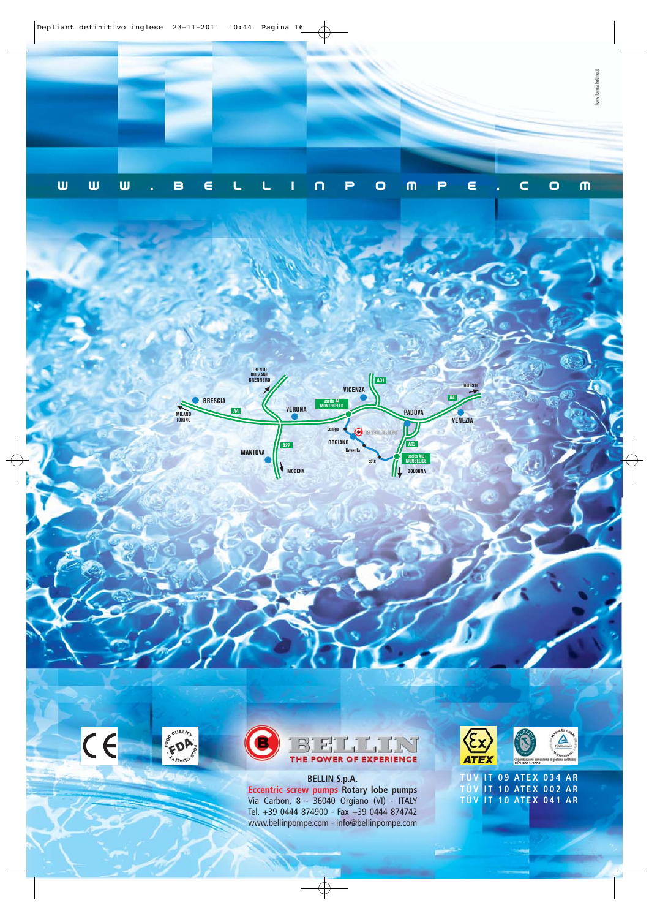W W W . B E L L I N P O M P E . C O M

TRENTO
BOLZANO
BRENNERO

BRESCIA

MILANO
TORINO

A4

VERONA

A22

MANTOVA

MODENA

VICENZA

A31

uscita A4
MONTEBELLO

Lonigo

BELLIN

ORGIANO

Noventa

Este

PADOVA

A13

uscita A13
MONSELICE

BOLOGNA

TRIESTE

A4

VENEZIA

BELLIN
THE POWER OF EXPERIENCE

**BELLIN S.p.A.**
Eccentric screw pumps Rotary lobe pumps
Via Carbon, 8 - 36040 Orgiano (VI) - ITALY
Tel. +39 0444 874900 - Fax +39 0444 874742
www.bellinpompe.com - info@bellinpompe.com

TÜV IT 09 ATEX 034 AR
TÜV IT 10 ATEX 002 AR
TÜV IT 10 ATEX 041 AR